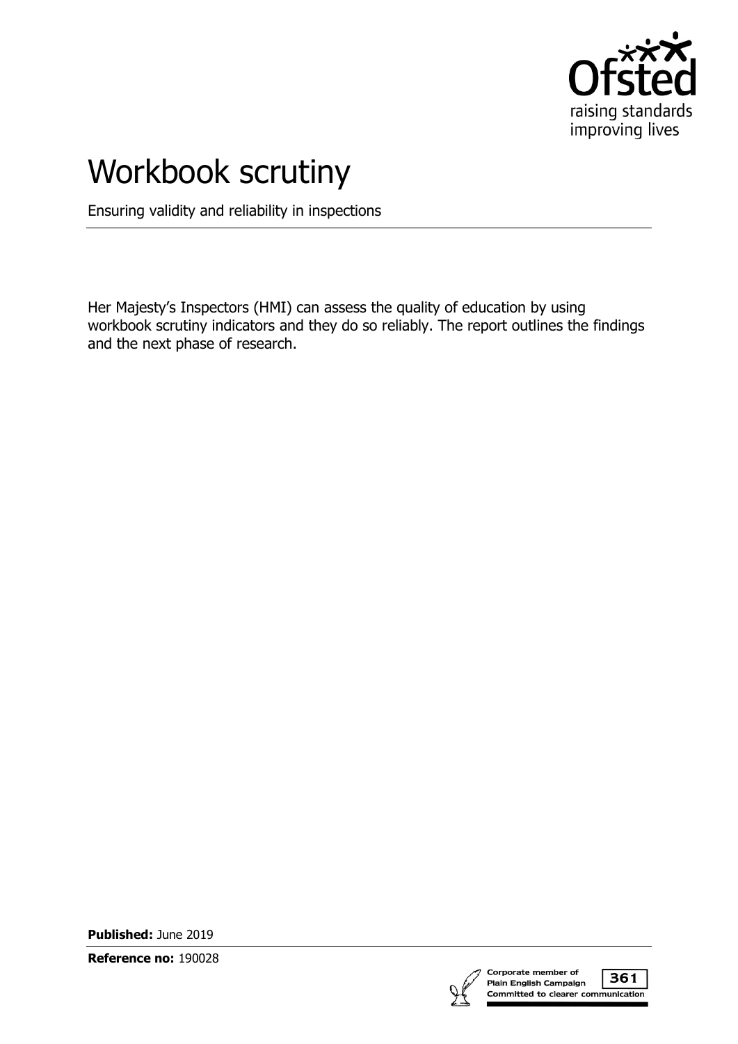# Workbook scrutiny

Ensuring validity and reliability in inspections

Her Majesty's Inspectors (HMI) can assess the quality of education by using workbook scrutiny indicators and they do so reliably. The report outlines the findings and the next phase of research.

**Published:** June 2019

**Reference no:** 190028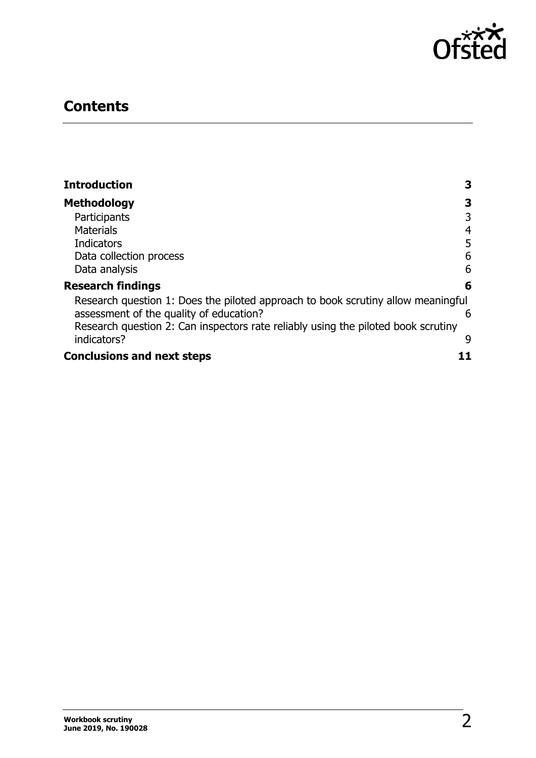## Contents

| | |
|---|---|
| **Introduction** | **3** |
| **Methodology** | **3** |
| Participants | 3 |
| Materials | 4 |
| Indicators | 5 |
| Data collection process | 6 |
| Data analysis | 6 |
| **Research findings** | **6** |
| Research question 1: Does the piloted approach to book scrutiny allow meaningful assessment of the quality of education? | 6 |
| Research question 2: Can inspectors rate reliably using the piloted book scrutiny indicators? | 9 |
| **Conclusions and next steps** | **11** |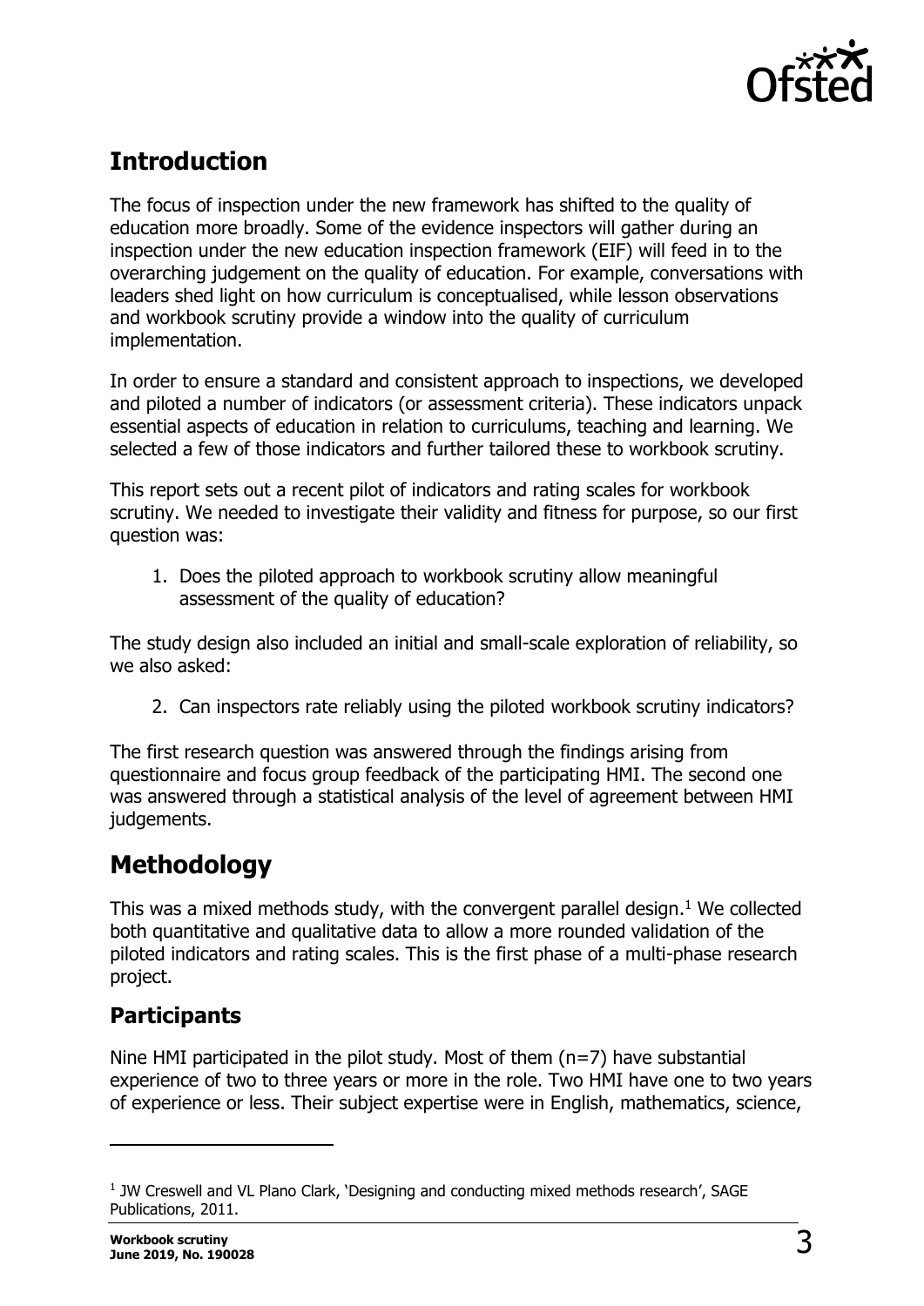## Introduction

The focus of inspection under the new framework has shifted to the quality of education more broadly. Some of the evidence inspectors will gather during an inspection under the new education inspection framework (EIF) will feed in to the overarching judgement on the quality of education. For example, conversations with leaders shed light on how curriculum is conceptualised, while lesson observations and workbook scrutiny provide a window into the quality of curriculum implementation.

In order to ensure a standard and consistent approach to inspections, we developed and piloted a number of indicators (or assessment criteria). These indicators unpack essential aspects of education in relation to curriculums, teaching and learning. We selected a few of those indicators and further tailored these to workbook scrutiny.

This report sets out a recent pilot of indicators and rating scales for workbook scrutiny. We needed to investigate their validity and fitness for purpose, so our first question was:

1. Does the piloted approach to workbook scrutiny allow meaningful assessment of the quality of education?

The study design also included an initial and small-scale exploration of reliability, so we also asked:

2. Can inspectors rate reliably using the piloted workbook scrutiny indicators?

The first research question was answered through the findings arising from questionnaire and focus group feedback of the participating HMI. The second one was answered through a statistical analysis of the level of agreement between HMI judgements.

## Methodology

This was a mixed methods study, with the convergent parallel design.[1] We collected both quantitative and qualitative data to allow a more rounded validation of the piloted indicators and rating scales. This is the first phase of a multi-phase research project.

### Participants

Nine HMI participated in the pilot study. Most of them (n=7) have substantial experience of two to three years or more in the role. Two HMI have one to two years of experience or less. Their subject expertise were in English, mathematics, science,

---

[1] JW Creswell and VL Plano Clark, 'Designing and conducting mixed methods research', SAGE Publications, 2011.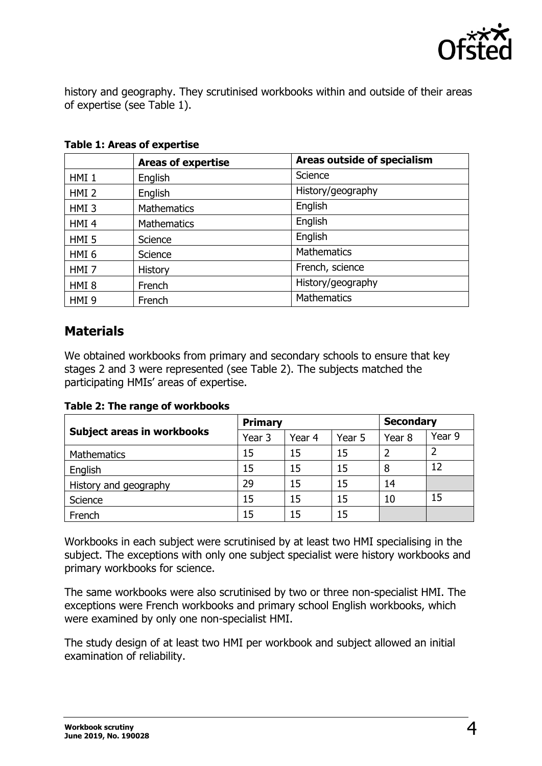history and geography. They scrutinised workbooks within and outside of their areas of expertise (see Table 1).

**Table 1: Areas of expertise**

| | Areas of expertise | Areas outside of specialism |
|---|---|---|
| HMI 1 | English | Science |
| HMI 2 | English | History/geography |
| HMI 3 | Mathematics | English |
| HMI 4 | Mathematics | English |
| HMI 5 | Science | English |
| HMI 6 | Science | Mathematics |
| HMI 7 | History | French, science |
| HMI 8 | French | History/geography |
| HMI 9 | French | Mathematics |

## Materials

We obtained workbooks from primary and secondary schools to ensure that key stages 2 and 3 were represented (see Table 2). The subjects matched the participating HMIs' areas of expertise.

**Table 2: The range of workbooks**

| Subject areas in workbooks | Primary | | | Secondary | |
|---|---|---|---|---|---|
| | Year 3 | Year 4 | Year 5 | Year 8 | Year 9 |
| Mathematics | 15 | 15 | 15 | 2 | 2 |
| English | 15 | 15 | 15 | 8 | 12 |
| History and geography | 29 | 15 | 15 | 14 | |
| Science | 15 | 15 | 15 | 10 | 15 |
| French | 15 | 15 | 15 | | |

Workbooks in each subject were scrutinised by at least two HMI specialising in the subject. The exceptions with only one subject specialist were history workbooks and primary workbooks for science.

The same workbooks were also scrutinised by two or three non-specialist HMI. The exceptions were French workbooks and primary school English workbooks, which were examined by only one non-specialist HMI.

The study design of at least two HMI per workbook and subject allowed an initial examination of reliability.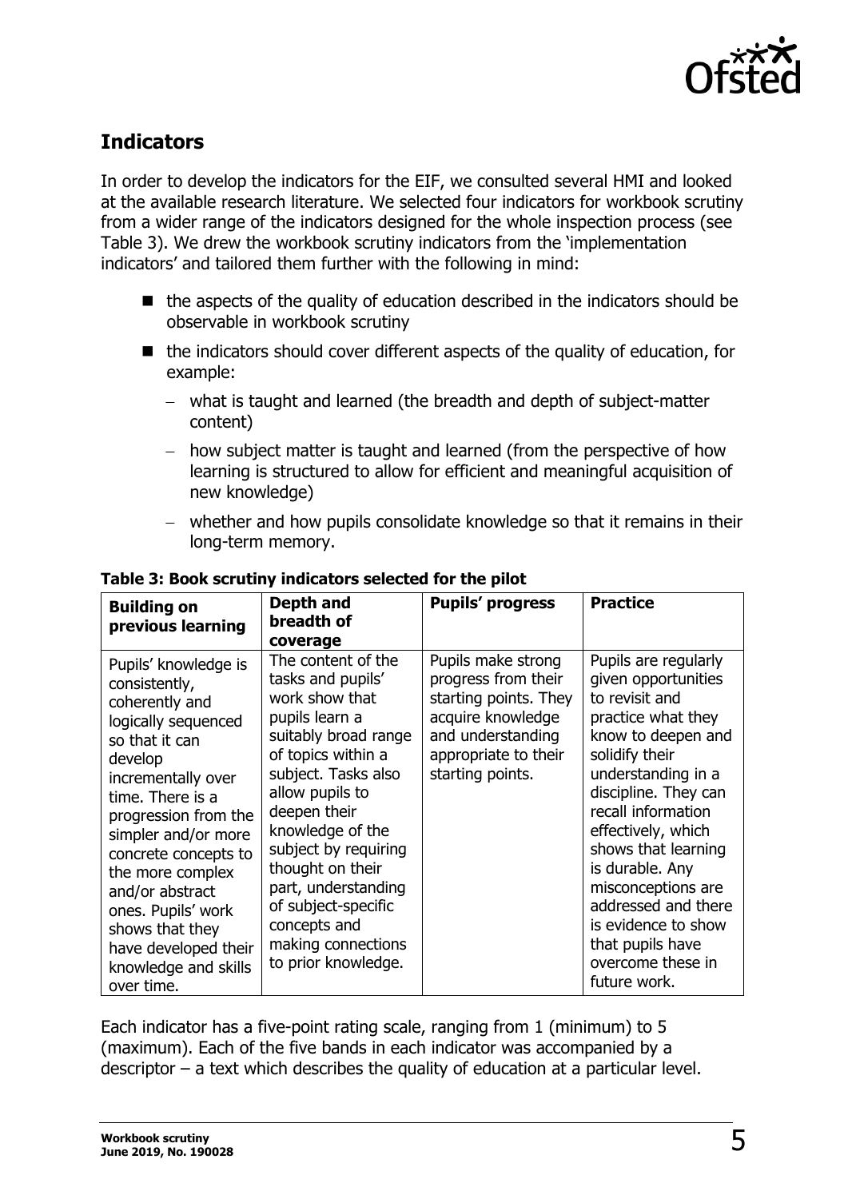## Indicators

In order to develop the indicators for the EIF, we consulted several HMI and looked at the available research literature. We selected four indicators for workbook scrutiny from a wider range of the indicators designed for the whole inspection process (see Table 3). We drew the workbook scrutiny indicators from the 'implementation indicators' and tailored them further with the following in mind:

- the aspects of the quality of education described in the indicators should be observable in workbook scrutiny
- the indicators should cover different aspects of the quality of education, for example:
  - what is taught and learned (the breadth and depth of subject-matter content)
  - how subject matter is taught and learned (from the perspective of how learning is structured to allow for efficient and meaningful acquisition of new knowledge)
  - whether and how pupils consolidate knowledge so that it remains in their long-term memory.

**Table 3: Book scrutiny indicators selected for the pilot**

| Building on previous learning | Depth and breadth of coverage | Pupils' progress | Practice |
|---|---|---|---|
| Pupils' knowledge is consistently, coherently and logically sequenced so that it can develop incrementally over time. There is a progression from the simpler and/or more concrete concepts to the more complex and/or abstract ones. Pupils' work shows that they have developed their knowledge and skills over time. | The content of the tasks and pupils' work show that pupils learn a suitably broad range of topics within a subject. Tasks also allow pupils to deepen their knowledge of the subject by requiring thought on their part, understanding of subject-specific concepts and making connections to prior knowledge. | Pupils make strong progress from their starting points. They acquire knowledge and understanding appropriate to their starting points. | Pupils are regularly given opportunities to revisit and practice what they know to deepen and solidify their understanding in a discipline. They can recall information effectively, which shows that learning is durable. Any misconceptions are addressed and there is evidence to show that pupils have overcome these in future work. |

Each indicator has a five-point rating scale, ranging from 1 (minimum) to 5 (maximum). Each of the five bands in each indicator was accompanied by a descriptor – a text which describes the quality of education at a particular level.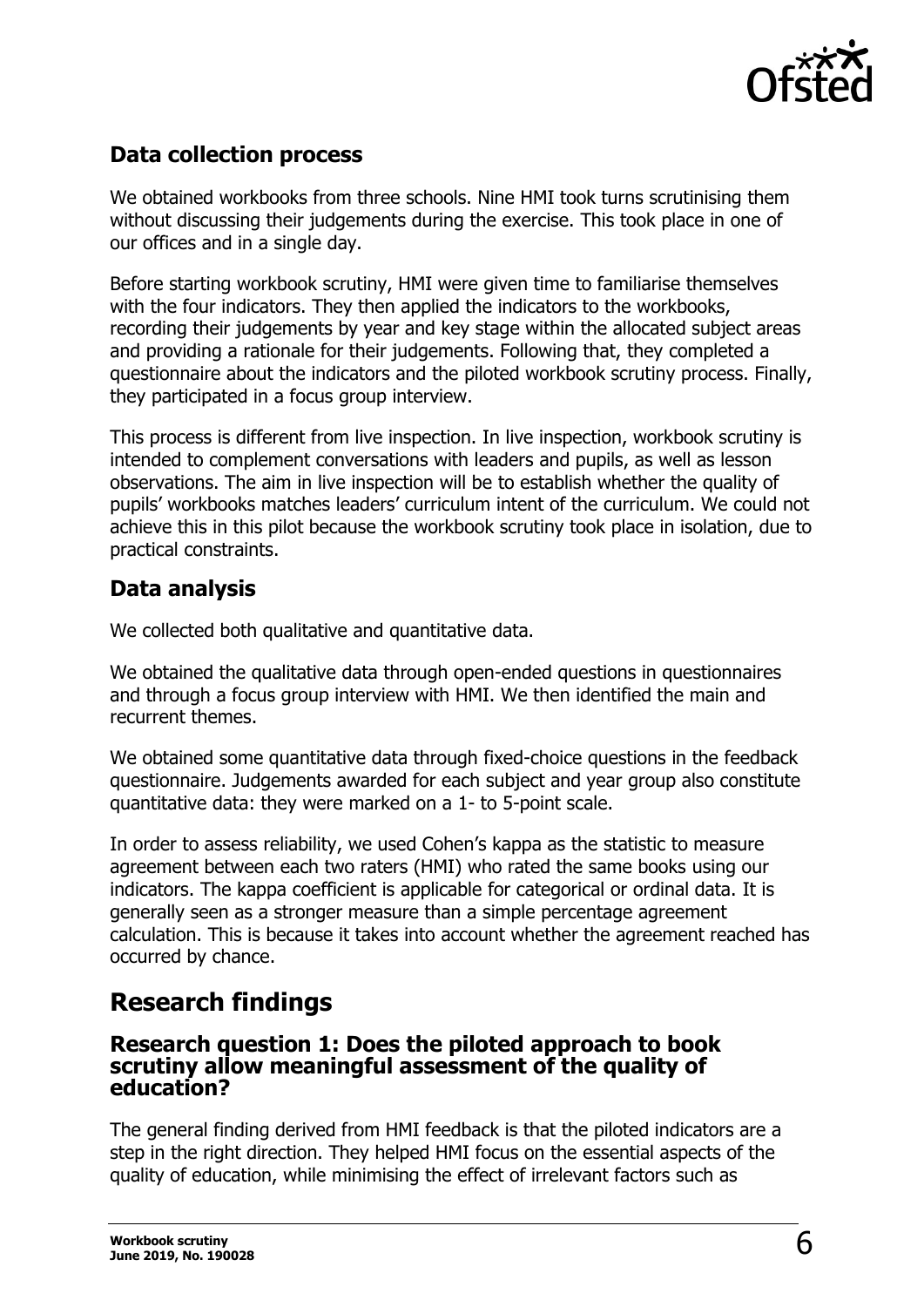## Data collection process

We obtained workbooks from three schools. Nine HMI took turns scrutinising them without discussing their judgements during the exercise. This took place in one of our offices and in a single day.

Before starting workbook scrutiny, HMI were given time to familiarise themselves with the four indicators. They then applied the indicators to the workbooks, recording their judgements by year and key stage within the allocated subject areas and providing a rationale for their judgements. Following that, they completed a questionnaire about the indicators and the piloted workbook scrutiny process. Finally, they participated in a focus group interview.

This process is different from live inspection. In live inspection, workbook scrutiny is intended to complement conversations with leaders and pupils, as well as lesson observations. The aim in live inspection will be to establish whether the quality of pupils' workbooks matches leaders' curriculum intent of the curriculum. We could not achieve this in this pilot because the workbook scrutiny took place in isolation, due to practical constraints.

## Data analysis

We collected both qualitative and quantitative data.

We obtained the qualitative data through open-ended questions in questionnaires and through a focus group interview with HMI. We then identified the main and recurrent themes.

We obtained some quantitative data through fixed-choice questions in the feedback questionnaire. Judgements awarded for each subject and year group also constitute quantitative data: they were marked on a 1- to 5-point scale.

In order to assess reliability, we used Cohen's kappa as the statistic to measure agreement between each two raters (HMI) who rated the same books using our indicators. The kappa coefficient is applicable for categorical or ordinal data. It is generally seen as a stronger measure than a simple percentage agreement calculation. This is because it takes into account whether the agreement reached has occurred by chance.

# Research findings

### Research question 1: Does the piloted approach to book scrutiny allow meaningful assessment of the quality of education?

The general finding derived from HMI feedback is that the piloted indicators are a step in the right direction. They helped HMI focus on the essential aspects of the quality of education, while minimising the effect of irrelevant factors such as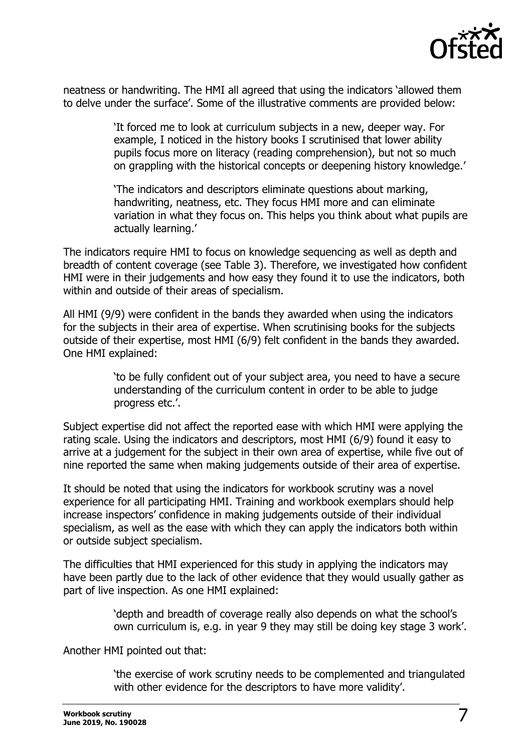neatness or handwriting. The HMI all agreed that using the indicators 'allowed them to delve under the surface'. Some of the illustrative comments are provided below:

> 'It forced me to look at curriculum subjects in a new, deeper way. For example, I noticed in the history books I scrutinised that lower ability pupils focus more on literacy (reading comprehension), but not so much on grappling with the historical concepts or deepening history knowledge.'

> 'The indicators and descriptors eliminate questions about marking, handwriting, neatness, etc. They focus HMI more and can eliminate variation in what they focus on. This helps you think about what pupils are actually learning.'

The indicators require HMI to focus on knowledge sequencing as well as depth and breadth of content coverage (see Table 3). Therefore, we investigated how confident HMI were in their judgements and how easy they found it to use the indicators, both within and outside of their areas of specialism.

All HMI (9/9) were confident in the bands they awarded when using the indicators for the subjects in their area of expertise. When scrutinising books for the subjects outside of their expertise, most HMI (6/9) felt confident in the bands they awarded. One HMI explained:

> 'to be fully confident out of your subject area, you need to have a secure understanding of the curriculum content in order to be able to judge progress etc.'.

Subject expertise did not affect the reported ease with which HMI were applying the rating scale. Using the indicators and descriptors, most HMI (6/9) found it easy to arrive at a judgement for the subject in their own area of expertise, while five out of nine reported the same when making judgements outside of their area of expertise.

It should be noted that using the indicators for workbook scrutiny was a novel experience for all participating HMI. Training and workbook exemplars should help increase inspectors' confidence in making judgements outside of their individual specialism, as well as the ease with which they can apply the indicators both within or outside subject specialism.

The difficulties that HMI experienced for this study in applying the indicators may have been partly due to the lack of other evidence that they would usually gather as part of live inspection. As one HMI explained:

> 'depth and breadth of coverage really also depends on what the school's own curriculum is, e.g. in year 9 they may still be doing key stage 3 work'.

Another HMI pointed out that:

> 'the exercise of work scrutiny needs to be complemented and triangulated with other evidence for the descriptors to have more validity'.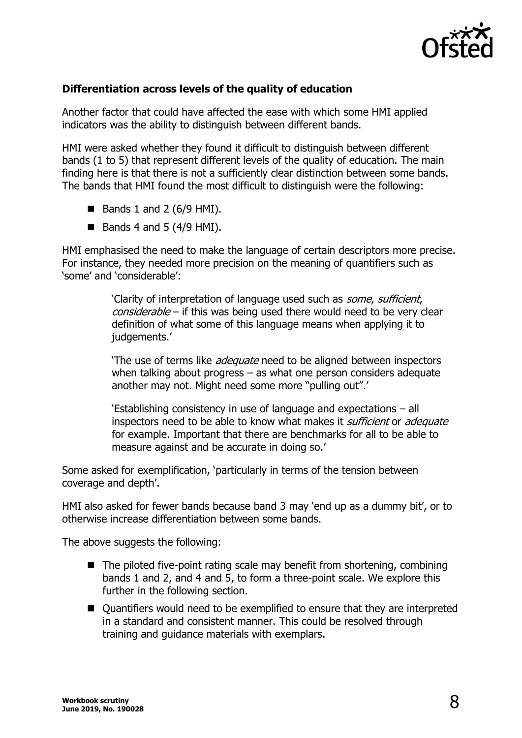### Differentiation across levels of the quality of education

Another factor that could have affected the ease with which some HMI applied indicators was the ability to distinguish between different bands.

HMI were asked whether they found it difficult to distinguish between different bands (1 to 5) that represent different levels of the quality of education. The main finding here is that there is not a sufficiently clear distinction between some bands. The bands that HMI found the most difficult to distinguish were the following:

- Bands 1 and 2 (6/9 HMI).
- Bands 4 and 5 (4/9 HMI).

HMI emphasised the need to make the language of certain descriptors more precise. For instance, they needed more precision on the meaning of quantifiers such as 'some' and 'considerable':

> 'Clarity of interpretation of language used such as *some*, *sufficient*, *considerable* – if this was being used there would need to be very clear definition of what some of this language means when applying it to judgements.'
>
> 'The use of terms like *adequate* need to be aligned between inspectors when talking about progress – as what one person considers adequate another may not. Might need some more "pulling out".'
>
> 'Establishing consistency in use of language and expectations – all inspectors need to be able to know what makes it *sufficient* or *adequate* for example. Important that there are benchmarks for all to be able to measure against and be accurate in doing so.'

Some asked for exemplification, 'particularly in terms of the tension between coverage and depth'.

HMI also asked for fewer bands because band 3 may 'end up as a dummy bit', or to otherwise increase differentiation between some bands.

The above suggests the following:

- The piloted five-point rating scale may benefit from shortening, combining bands 1 and 2, and 4 and 5, to form a three-point scale. We explore this further in the following section.
- Quantifiers would need to be exemplified to ensure that they are interpreted in a standard and consistent manner. This could be resolved through training and guidance materials with exemplars.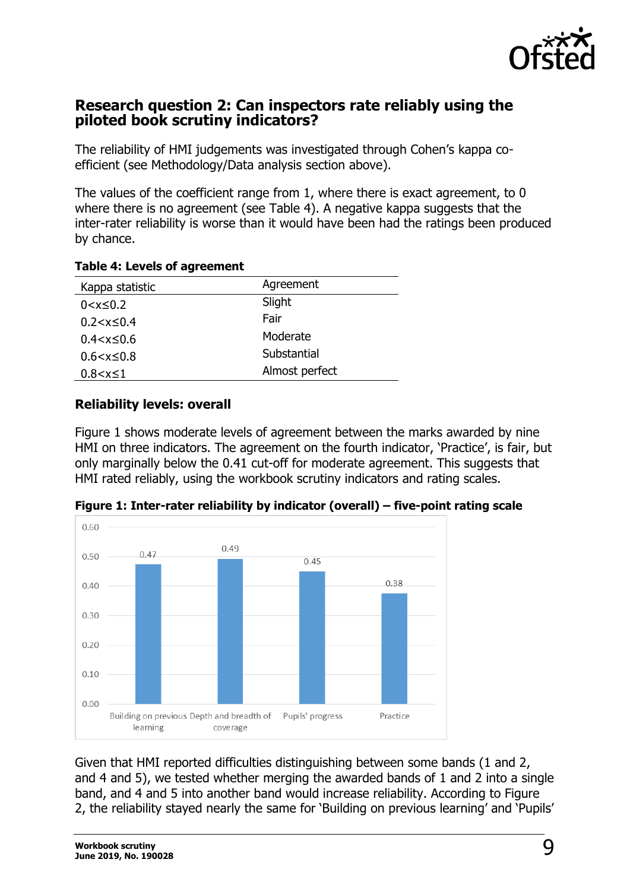## Research question 2: Can inspectors rate reliably using the piloted book scrutiny indicators?

The reliability of HMI judgements was investigated through Cohen's kappa co-efficient (see Methodology/Data analysis section above).

The values of the coefficient range from 1, where there is exact agreement, to 0 where there is no agreement (see Table 4). A negative kappa suggests that the inter-rater reliability is worse than it would have been had the ratings been produced by chance.

**Table 4: Levels of agreement**

| Kappa statistic | Agreement |
|---|---|
| $0<x\leq0.2$ | Slight |
| $0.2<x\leq0.4$ | Fair |
| $0.4<x\leq0.6$ | Moderate |
| $0.6<x\leq0.8$ | Substantial |
| $0.8<x\leq1$ | Almost perfect |

### Reliability levels: overall

Figure 1 shows moderate levels of agreement between the marks awarded by nine HMI on three indicators. The agreement on the fourth indicator, 'Practice', is fair, but only marginally below the 0.41 cut-off for moderate agreement. This suggests that HMI rated reliably, using the workbook scrutiny indicators and rating scales.

**Figure 1: Inter-rater reliability by indicator (overall) – five-point rating scale**

| Indicator | Kappa |
|---|---|
| Building on previous learning | 0.47 |
| Depth and breadth of coverage | 0.49 |
| Pupils' progress | 0.45 |
| Practice | 0.38 |

Given that HMI reported difficulties distinguishing between some bands (1 and 2, and 4 and 5), we tested whether merging the awarded bands of 1 and 2 into a single band, and 4 and 5 into another band would increase reliability. According to Figure 2, the reliability stayed nearly the same for 'Building on previous learning' and 'Pupils'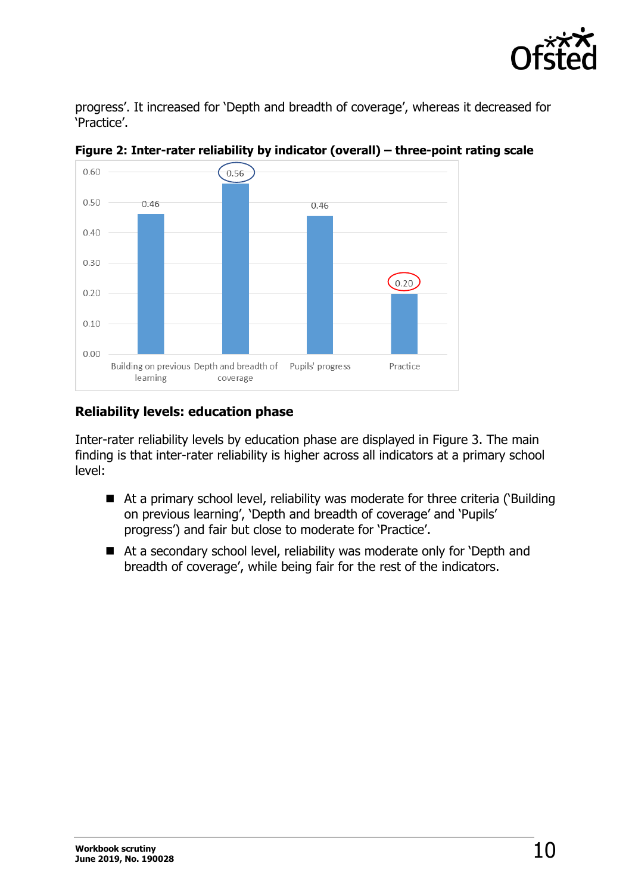progress'. It increased for 'Depth and breadth of coverage', whereas it decreased for 'Practice'.

**Figure 2: Inter-rater reliability by indicator (overall) – three-point rating scale**

| Indicator | Inter-rater reliability |
|---|---|
| Building on previous learning | 0.46 |
| Depth and breadth of coverage | 0.56 |
| Pupils' progress | 0.46 |
| Practice | 0.20 |

### Reliability levels: education phase

Inter-rater reliability levels by education phase are displayed in Figure 3. The main finding is that inter-rater reliability is higher across all indicators at a primary school level:

- At a primary school level, reliability was moderate for three criteria ('Building on previous learning', 'Depth and breadth of coverage' and 'Pupils' progress') and fair but close to moderate for 'Practice'.
- At a secondary school level, reliability was moderate only for 'Depth and breadth of coverage', while being fair for the rest of the indicators.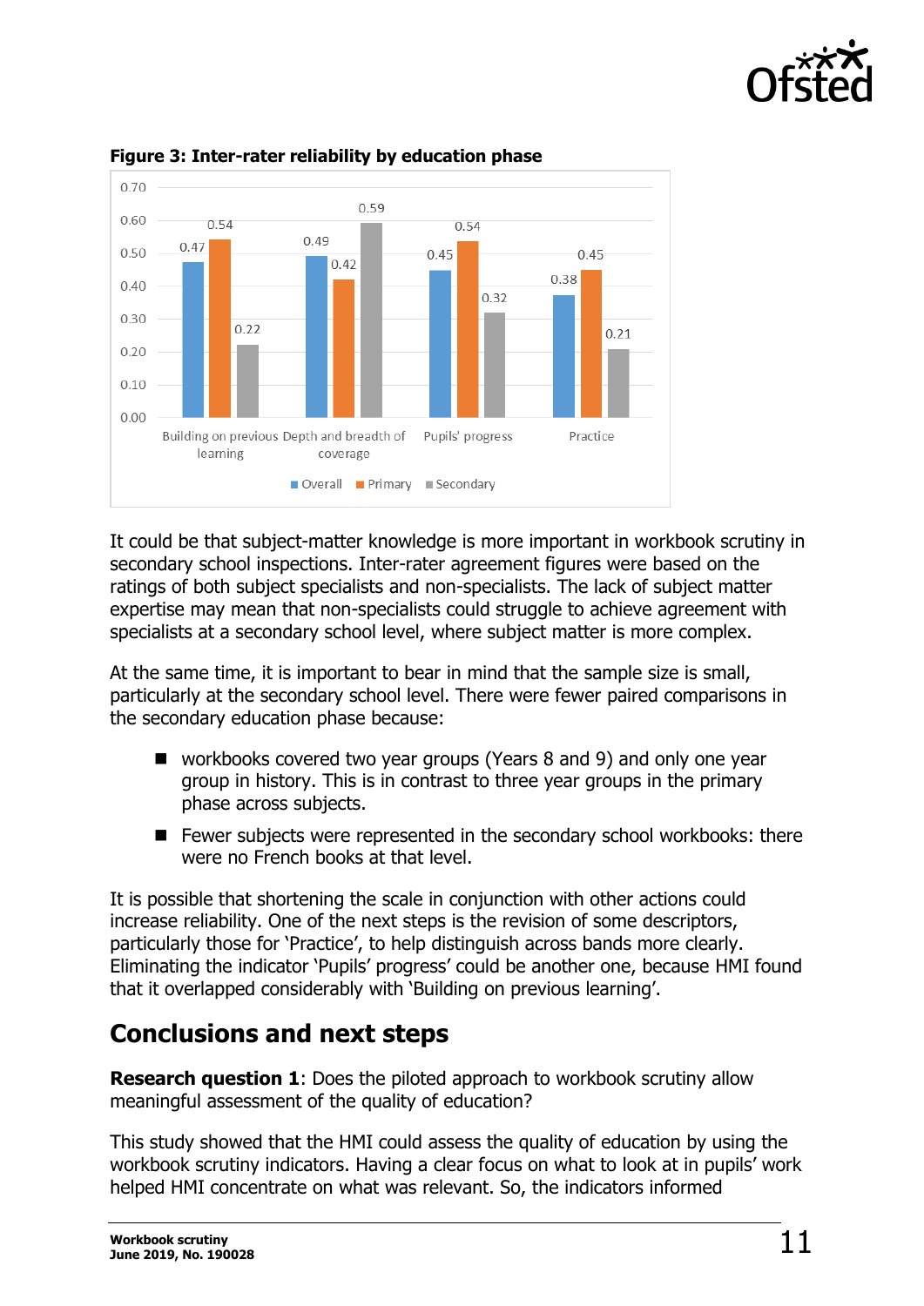**Figure 3: Inter-rater reliability by education phase**

| | Overall | Primary | Secondary |
|---|---|---|---|
| Building on previous learning | 0.47 | 0.54 | 0.22 |
| Depth and breadth of coverage | 0.49 | 0.42 | 0.59 |
| Pupils' progress | 0.45 | 0.54 | 0.32 |
| Practice | 0.38 | 0.45 | 0.21 |

It could be that subject-matter knowledge is more important in workbook scrutiny in secondary school inspections. Inter-rater agreement figures were based on the ratings of both subject specialists and non-specialists. The lack of subject matter expertise may mean that non-specialists could struggle to achieve agreement with specialists at a secondary school level, where subject matter is more complex.

At the same time, it is important to bear in mind that the sample size is small, particularly at the secondary school level. There were fewer paired comparisons in the secondary education phase because:

- workbooks covered two year groups (Years 8 and 9) and only one year group in history. This is in contrast to three year groups in the primary phase across subjects.
- Fewer subjects were represented in the secondary school workbooks: there were no French books at that level.

It is possible that shortening the scale in conjunction with other actions could increase reliability. One of the next steps is the revision of some descriptors, particularly those for 'Practice', to help distinguish across bands more clearly. Eliminating the indicator 'Pupils' progress' could be another one, because HMI found that it overlapped considerably with 'Building on previous learning'.

## Conclusions and next steps

**Research question 1**: Does the piloted approach to workbook scrutiny allow meaningful assessment of the quality of education?

This study showed that the HMI could assess the quality of education by using the workbook scrutiny indicators. Having a clear focus on what to look at in pupils' work helped HMI concentrate on what was relevant. So, the indicators informed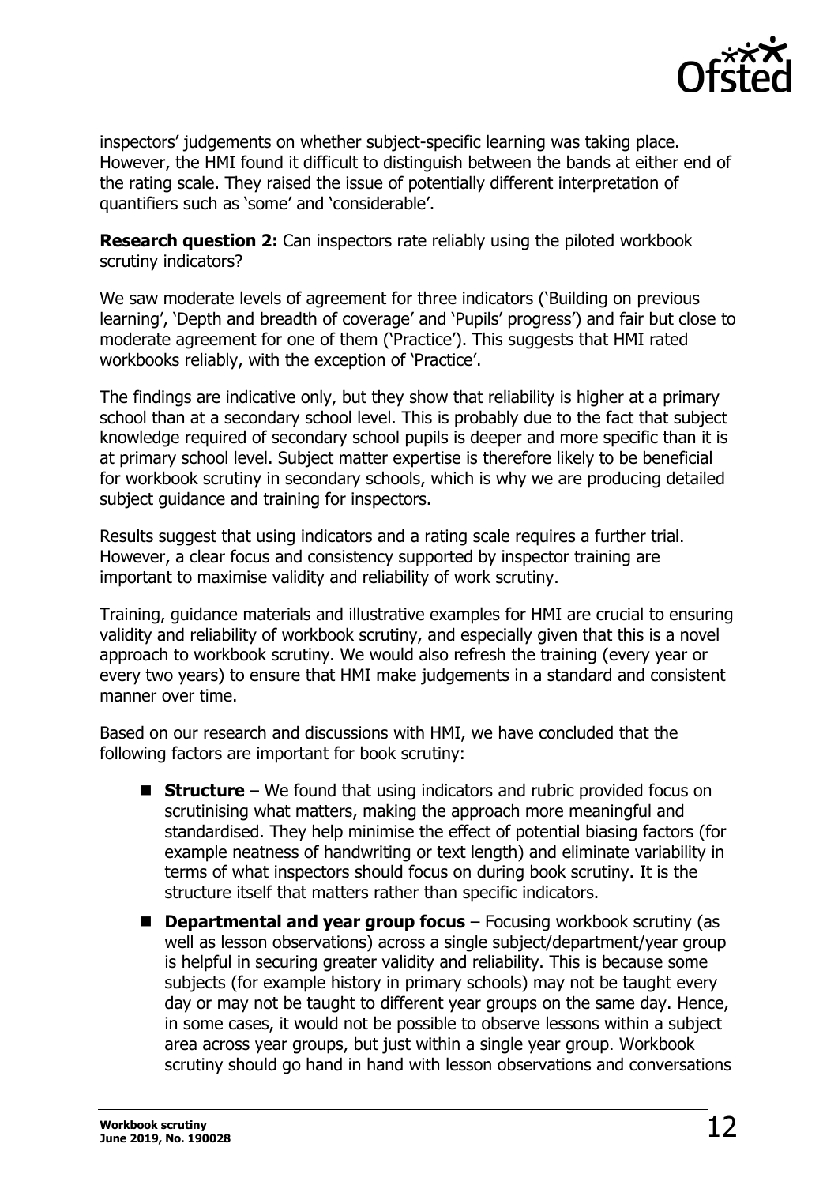inspectors' judgements on whether subject-specific learning was taking place. However, the HMI found it difficult to distinguish between the bands at either end of the rating scale. They raised the issue of potentially different interpretation of quantifiers such as 'some' and 'considerable'.

**Research question 2:** Can inspectors rate reliably using the piloted workbook scrutiny indicators?

We saw moderate levels of agreement for three indicators ('Building on previous learning', 'Depth and breadth of coverage' and 'Pupils' progress') and fair but close to moderate agreement for one of them ('Practice'). This suggests that HMI rated workbooks reliably, with the exception of 'Practice'.

The findings are indicative only, but they show that reliability is higher at a primary school than at a secondary school level. This is probably due to the fact that subject knowledge required of secondary school pupils is deeper and more specific than it is at primary school level. Subject matter expertise is therefore likely to be beneficial for workbook scrutiny in secondary schools, which is why we are producing detailed subject guidance and training for inspectors.

Results suggest that using indicators and a rating scale requires a further trial. However, a clear focus and consistency supported by inspector training are important to maximise validity and reliability of work scrutiny.

Training, guidance materials and illustrative examples for HMI are crucial to ensuring validity and reliability of workbook scrutiny, and especially given that this is a novel approach to workbook scrutiny. We would also refresh the training (every year or every two years) to ensure that HMI make judgements in a standard and consistent manner over time.

Based on our research and discussions with HMI, we have concluded that the following factors are important for book scrutiny:

- **Structure** – We found that using indicators and rubric provided focus on scrutinising what matters, making the approach more meaningful and standardised. They help minimise the effect of potential biasing factors (for example neatness of handwriting or text length) and eliminate variability in terms of what inspectors should focus on during book scrutiny. It is the structure itself that matters rather than specific indicators.
- **Departmental and year group focus** – Focusing workbook scrutiny (as well as lesson observations) across a single subject/department/year group is helpful in securing greater validity and reliability. This is because some subjects (for example history in primary schools) may not be taught every day or may not be taught to different year groups on the same day. Hence, in some cases, it would not be possible to observe lessons within a subject area across year groups, but just within a single year group. Workbook scrutiny should go hand in hand with lesson observations and conversations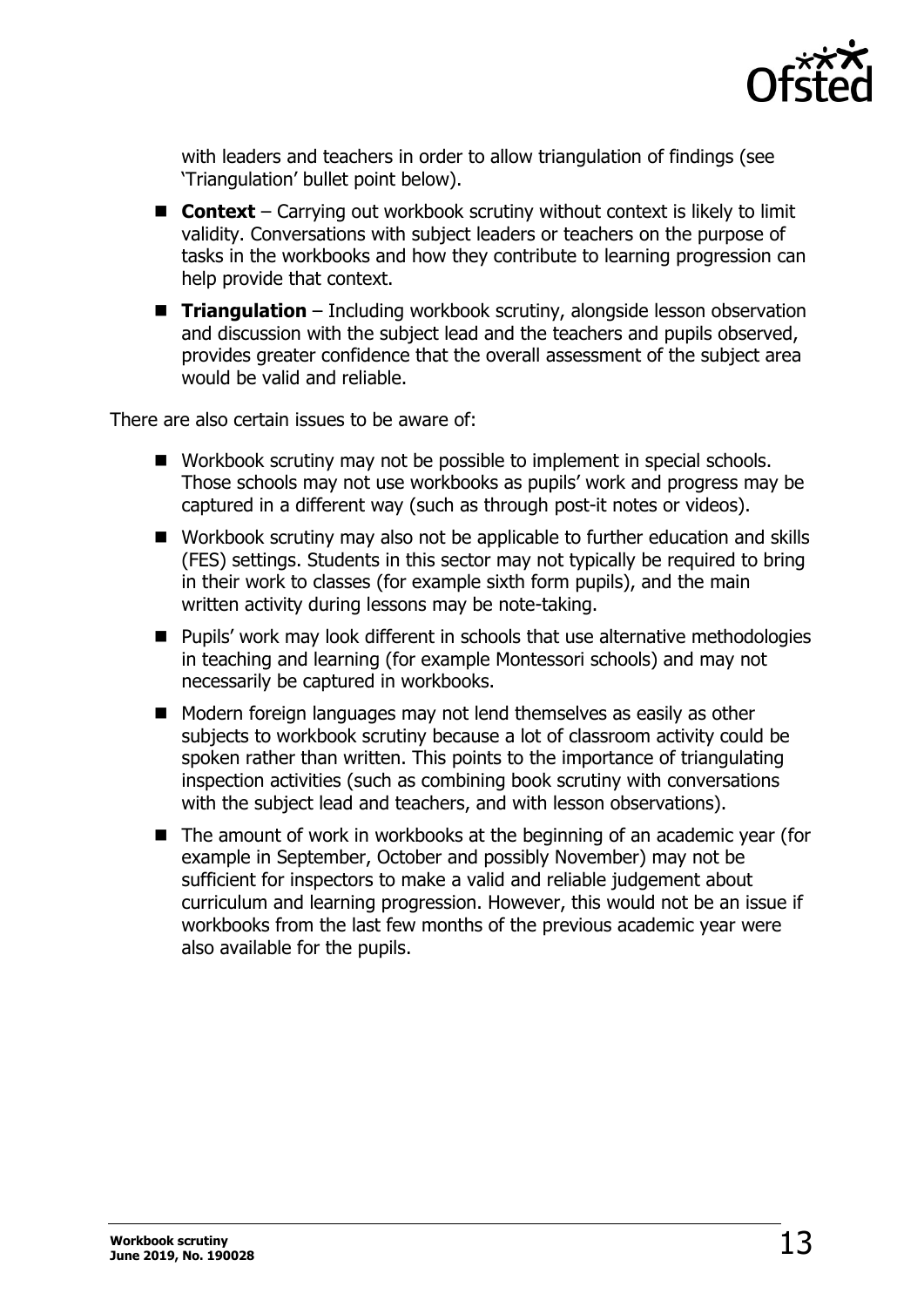with leaders and teachers in order to allow triangulation of findings (see 'Triangulation' bullet point below).

- **Context** – Carrying out workbook scrutiny without context is likely to limit validity. Conversations with subject leaders or teachers on the purpose of tasks in the workbooks and how they contribute to learning progression can help provide that context.
- **Triangulation** – Including workbook scrutiny, alongside lesson observation and discussion with the subject lead and the teachers and pupils observed, provides greater confidence that the overall assessment of the subject area would be valid and reliable.

There are also certain issues to be aware of:

- Workbook scrutiny may not be possible to implement in special schools. Those schools may not use workbooks as pupils' work and progress may be captured in a different way (such as through post-it notes or videos).
- Workbook scrutiny may also not be applicable to further education and skills (FES) settings. Students in this sector may not typically be required to bring in their work to classes (for example sixth form pupils), and the main written activity during lessons may be note-taking.
- Pupils' work may look different in schools that use alternative methodologies in teaching and learning (for example Montessori schools) and may not necessarily be captured in workbooks.
- Modern foreign languages may not lend themselves as easily as other subjects to workbook scrutiny because a lot of classroom activity could be spoken rather than written. This points to the importance of triangulating inspection activities (such as combining book scrutiny with conversations with the subject lead and teachers, and with lesson observations).
- The amount of work in workbooks at the beginning of an academic year (for example in September, October and possibly November) may not be sufficient for inspectors to make a valid and reliable judgement about curriculum and learning progression. However, this would not be an issue if workbooks from the last few months of the previous academic year were also available for the pupils.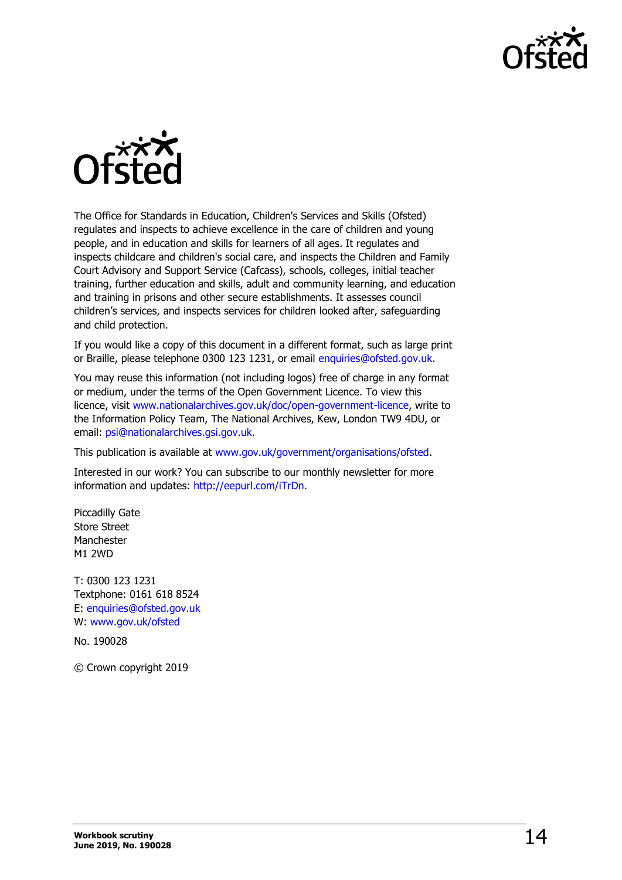The Office for Standards in Education, Children's Services and Skills (Ofsted) regulates and inspects to achieve excellence in the care of children and young people, and in education and skills for learners of all ages. It regulates and inspects childcare and children's social care, and inspects the Children and Family Court Advisory and Support Service (Cafcass), schools, colleges, initial teacher training, further education and skills, adult and community learning, and education and training in prisons and other secure establishments. It assesses council children's services, and inspects services for children looked after, safeguarding and child protection.

If you would like a copy of this document in a different format, such as large print or Braille, please telephone 0300 123 1231, or email enquiries@ofsted.gov.uk.

You may reuse this information (not including logos) free of charge in any format or medium, under the terms of the Open Government Licence. To view this licence, visit www.nationalarchives.gov.uk/doc/open-government-licence, write to the Information Policy Team, The National Archives, Kew, London TW9 4DU, or email: psi@nationalarchives.gsi.gov.uk.

This publication is available at www.gov.uk/government/organisations/ofsted.

Interested in our work? You can subscribe to our monthly newsletter for more information and updates: http://eepurl.com/iTrDn.

Piccadilly Gate
Store Street
Manchester
M1 2WD

T: 0300 123 1231
Textphone: 0161 618 8524
E: enquiries@ofsted.gov.uk
W: www.gov.uk/ofsted

No. 190028

© Crown copyright 2019